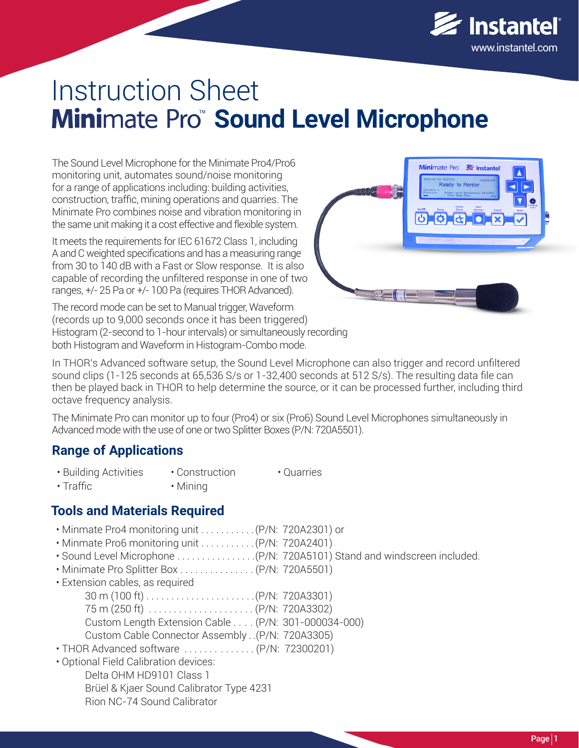# Instruction Sheet
## Minimate Pro™ Sound Level Microphone

The Sound Level Microphone for the Minimate Pro4/Pro6 monitoring unit, automates sound/noise monitoring for a range of applications including: building activities, construction, traffic, mining operations and quarries. The Minimate Pro combines noise and vibration monitoring in the same unit making it a cost effective and flexible system.

It meets the requirements for IEC 61672 Class 1, including A and C weighted specifications and has a measuring range from 30 to 140 dB with a Fast or Slow response. It is also capable of recording the unfiltered response in one of two ranges, +/- 25 Pa or +/- 100 Pa (requires THOR Advanced).

The record mode can be set to Manual trigger, Waveform (records up to 9,000 seconds once it has been triggered) Histogram (2-second to 1-hour intervals) or simultaneously recording both Histogram and Waveform in Histogram-Combo mode.

In THOR's Advanced software setup, the Sound Level Microphone can also trigger and record unfiltered sound clips (1-125 seconds at 65,536 S/s or 1-32,400 seconds at 512 S/s). The resulting data file can then be played back in THOR to help determine the source, or it can be processed further, including third octave frequency analysis.

The Minimate Pro can monitor up to four (Pro4) or six (Pro6) Sound Level Microphones simultaneously in Advanced mode with the use of one or two Splitter Boxes (P/N: 720A5501).

## Range of Applications

- Building Activities
- Traffic
- Construction
- Mining
- Quarries

## Tools and Materials Required

- Minmate Pro4 monitoring unit . . . . . . . . . . . (P/N: 720A2301) or
- Minmate Pro6 monitoring unit . . . . . . . . . . . (P/N: 720A2401)
- Sound Level Microphone . . . . . . . . . . . . . . . .(P/N: 720A5101) Stand and windscreen included.
- Minimate Pro Splitter Box . . . . . . . . . . . . . . . (P/N: 720A5501)
- Extension cables, as required
  - 30 m (100 ft) . . . . . . . . . . . . . . . . . . . . . . .(P/N: 720A3301)
  - 75 m (250 ft) . . . . . . . . . . . . . . . . . . . . . (P/N: 720A3302)
  - Custom Length Extension Cable . . . . (P/N: 301-000034-000)
  - Custom Cable Connector Assembly . .(P/N: 720A3305)
- THOR Advanced software . . . . . . . . . . . . . . (P/N: 72300201)
- Optional Field Calibration devices:
  - Delta OHM HD9101 Class 1
  - Brüel & Kjaer Sound Calibrator Type 4231
  - Rion NC-74 Sound Calibrator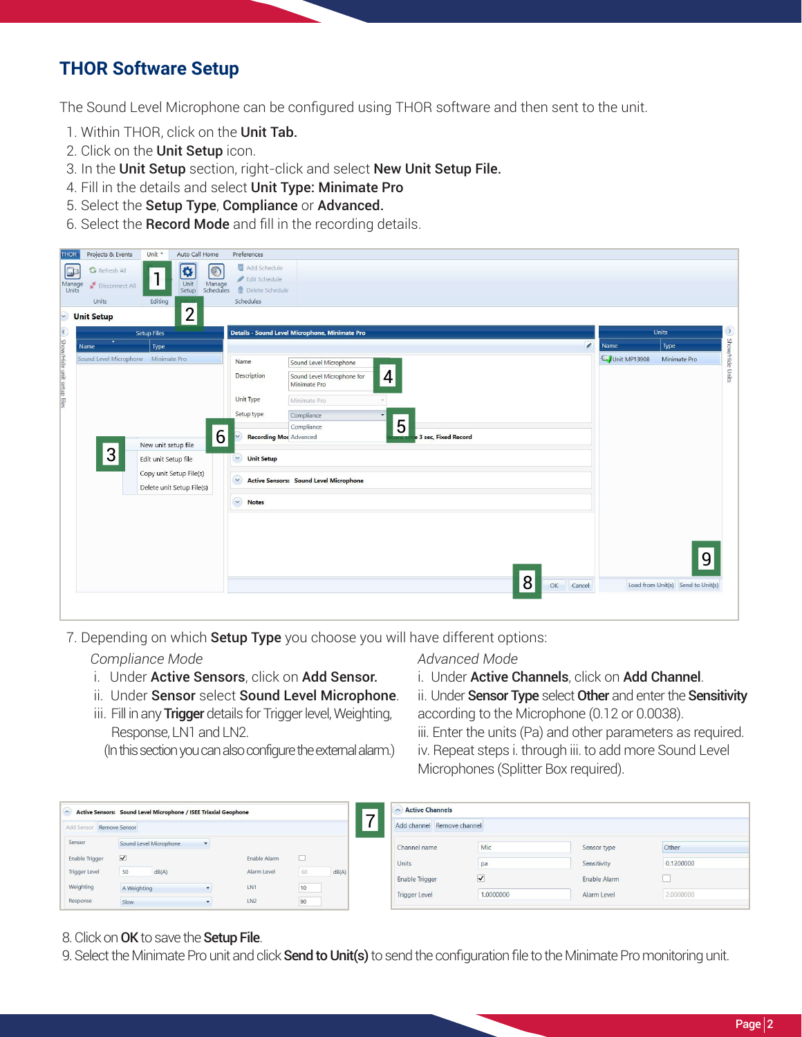# THOR Software Setup

The Sound Level Microphone can be configured using THOR software and then sent to the unit.

1. Within THOR, click on the **Unit Tab.**
2. Click on the **Unit Setup** icon.
3. In the **Unit Setup** section, right-click and select **New Unit Setup File.**
4. Fill in the details and select **Unit Type: Minimate Pro**
5. Select the **Setup Type**, **Compliance** or **Advanced.**
6. Select the **Record Mode** and fill in the recording details.

7. Depending on which **Setup Type** you choose you will have different options:

*Compliance Mode*

i. Under **Active Sensors**, click on **Add Sensor.**

ii. Under **Sensor** select **Sound Level Microphone**.

iii. Fill in any **Trigger** details for Trigger level, Weighting, Response, LN1 and LN2.

(In this section you can also configure the external alarm.)

*Advanced Mode*

i. Under **Active Channels**, click on **Add Channel**.

ii. Under **Sensor Type** select **Other** and enter the **Sensitivity** according to the Microphone (0.12 or 0.0038).

iii. Enter the units (Pa) and other parameters as required.

iv. Repeat steps i. through iii. to add more Sound Level Microphones (Splitter Box required).

8. Click on **OK** to save the **Setup File**.
9. Select the Minimate Pro unit and click **Send to Unit(s)** to send the configuration file to the Minimate Pro monitoring unit.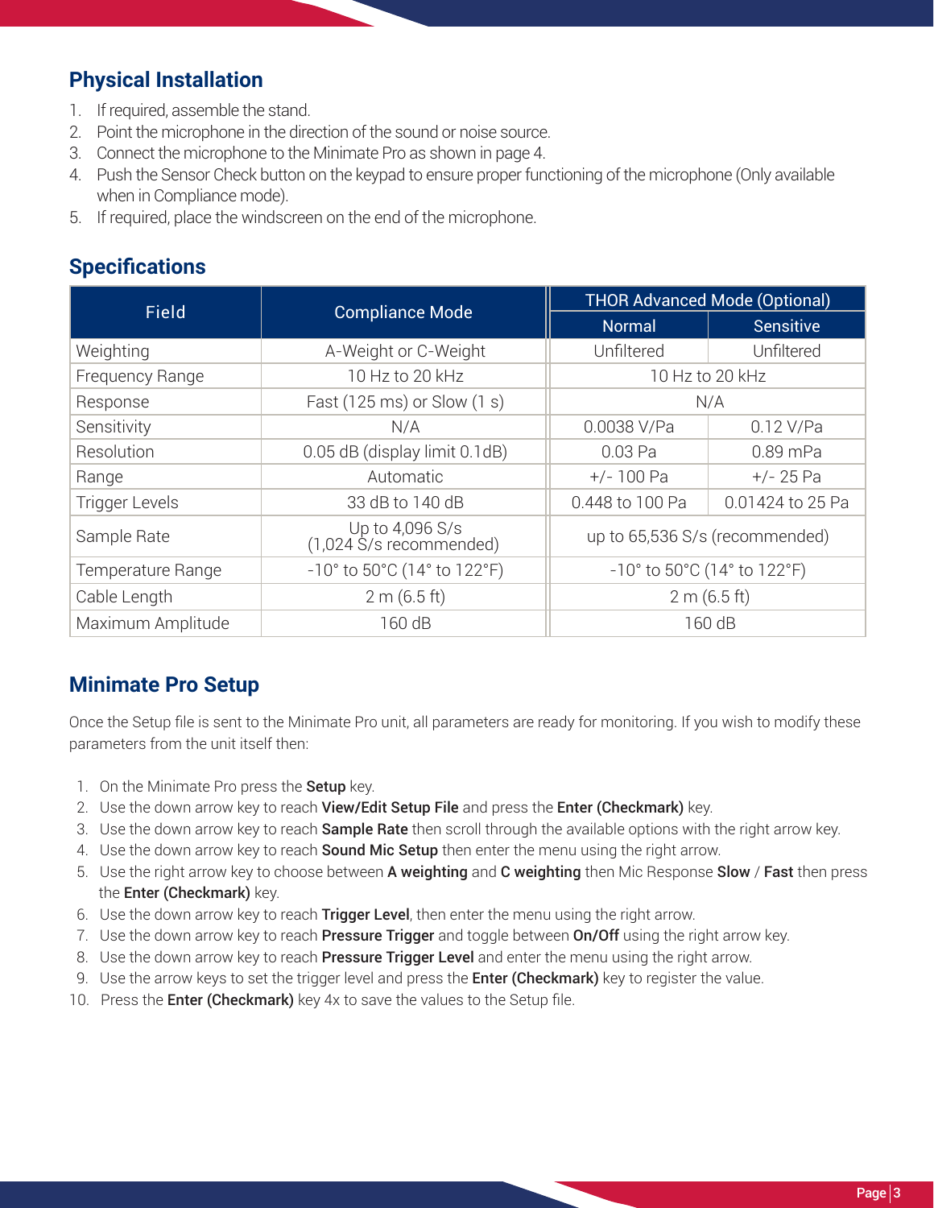## Physical Installation

1. If required, assemble the stand.
2. Point the microphone in the direction of the sound or noise source.
3. Connect the microphone to the Minimate Pro as shown in page 4.
4. Push the Sensor Check button on the keypad to ensure proper functioning of the microphone (Only available when in Compliance mode).
5. If required, place the windscreen on the end of the microphone.

## Specifications

| Field | Compliance Mode | THOR Advanced Mode (Optional) | |
|---|---|---|---|
| | | Normal | Sensitive |
| Weighting | A-Weight or C-Weight | Unfiltered | Unfiltered |
| Frequency Range | 10 Hz to 20 kHz | 10 Hz to 20 kHz | |
| Response | Fast (125 ms) or Slow (1 s) | N/A | |
| Sensitivity | N/A | 0.0038 V/Pa | 0.12 V/Pa |
| Resolution | 0.05 dB (display limit 0.1dB) | 0.03 Pa | 0.89 mPa |
| Range | Automatic | +/- 100 Pa | +/- 25 Pa |
| Trigger Levels | 33 dB to 140 dB | 0.448 to 100 Pa | 0.01424 to 25 Pa |
| Sample Rate | Up to 4,096 S/s (1,024 S/s recommended) | up to 65,536 S/s (recommended) | |
| Temperature Range | -10° to 50°C (14° to 122°F) | -10° to 50°C (14° to 122°F) | |
| Cable Length | 2 m (6.5 ft) | 2 m (6.5 ft) | |
| Maximum Amplitude | 160 dB | 160 dB | |

## Minimate Pro Setup

Once the Setup file is sent to the Minimate Pro unit, all parameters are ready for monitoring. If you wish to modify these parameters from the unit itself then:

1. On the Minimate Pro press the **Setup** key.
2. Use the down arrow key to reach **View/Edit Setup File** and press the **Enter (Checkmark)** key.
3. Use the down arrow key to reach **Sample Rate** then scroll through the available options with the right arrow key.
4. Use the down arrow key to reach **Sound Mic Setup** then enter the menu using the right arrow.
5. Use the right arrow key to choose between **A weighting** and **C weighting** then Mic Response **Slow** / **Fast** then press the **Enter (Checkmark)** key.
6. Use the down arrow key to reach **Trigger Level**, then enter the menu using the right arrow.
7. Use the down arrow key to reach **Pressure Trigger** and toggle between **On/Off** using the right arrow key.
8. Use the down arrow key to reach **Pressure Trigger Level** and enter the menu using the right arrow.
9. Use the arrow keys to set the trigger level and press the **Enter (Checkmark)** key to register the value.
10. Press the **Enter (Checkmark)** key 4x to save the values to the Setup file.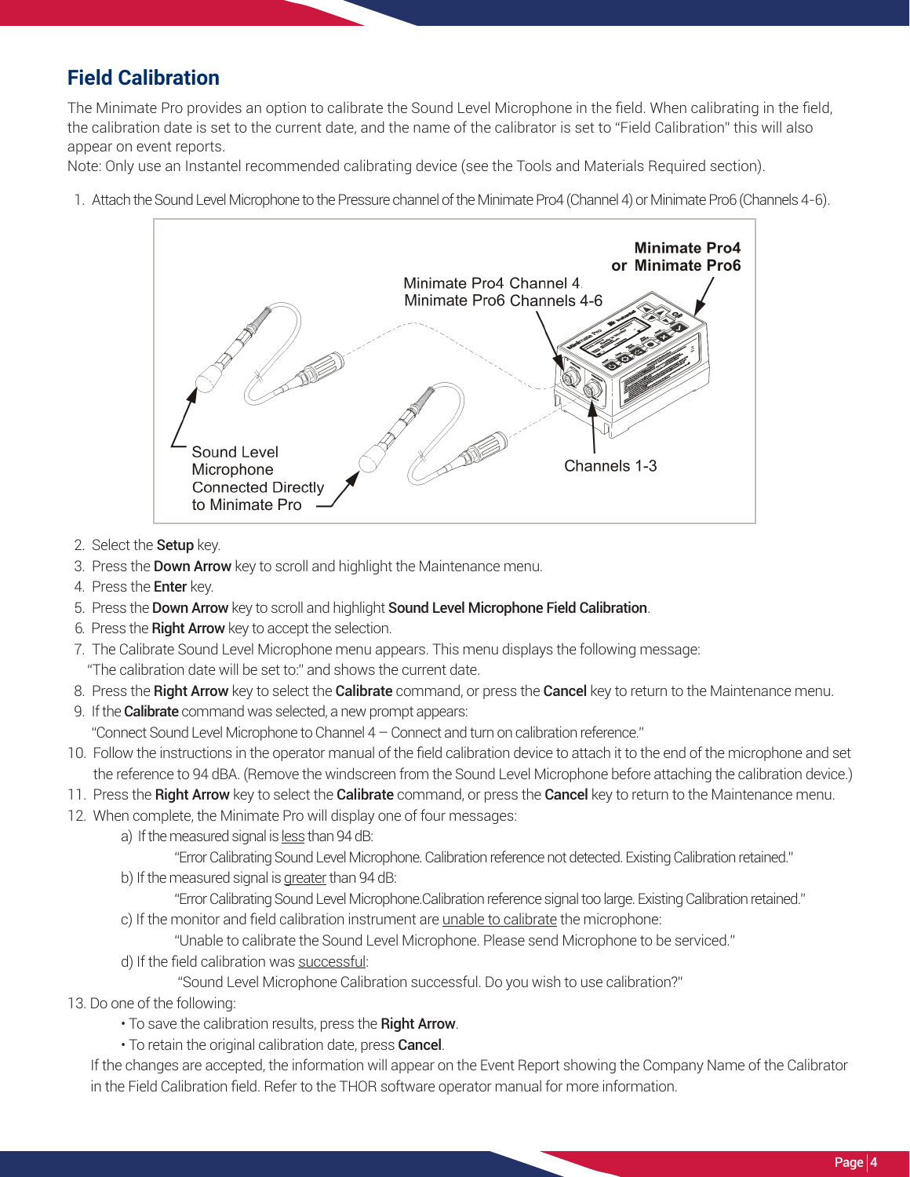## Field Calibration

The Minimate Pro provides an option to calibrate the Sound Level Microphone in the field. When calibrating in the field, the calibration date is set to the current date, and the name of the calibrator is set to "Field Calibration" this will also appear on event reports.

Note: Only use an Instantel recommended calibrating device (see the Tools and Materials Required section).

1. Attach the Sound Level Microphone to the Pressure channel of the Minimate Pro4 (Channel 4) or Minimate Pro6 (Channels 4-6).
2. Select the **Setup** key.
3. Press the **Down Arrow** key to scroll and highlight the Maintenance menu.
4. Press the **Enter** key.
5. Press the **Down Arrow** key to scroll and highlight **Sound Level Microphone Field Calibration**.
6. Press the **Right Arrow** key to accept the selection.
7. The Calibrate Sound Level Microphone menu appears. This menu displays the following message: "The calibration date will be set to:" and shows the current date.
8. Press the **Right Arrow** key to select the **Calibrate** command, or press the **Cancel** key to return to the Maintenance menu.
9. If the **Calibrate** command was selected, a new prompt appears: "Connect Sound Level Microphone to Channel 4 – Connect and turn on calibration reference."
10. Follow the instructions in the operator manual of the field calibration device to attach it to the end of the microphone and set the reference to 94 dBA. (Remove the windscreen from the Sound Level Microphone before attaching the calibration device.)
11. Press the **Right Arrow** key to select the **Calibrate** command, or press the **Cancel** key to return to the Maintenance menu.
12. When complete, the Minimate Pro will display one of four messages:
    a) If the measured signal is less than 94 dB:
       "Error Calibrating Sound Level Microphone. Calibration reference not detected. Existing Calibration retained."
    b) If the measured signal is greater than 94 dB:
       "Error Calibrating Sound Level Microphone.Calibration reference signal too large. Existing Calibration retained."
    c) If the monitor and field calibration instrument are unable to calibrate the microphone:
       "Unable to calibrate the Sound Level Microphone. Please send Microphone to be serviced."
    d) If the field calibration was successful:
       "Sound Level Microphone Calibration successful. Do you wish to use calibration?"
13. Do one of the following:
    - To save the calibration results, press the **Right Arrow**.
    - To retain the original calibration date, press **Cancel**.

    If the changes are accepted, the information will appear on the Event Report showing the Company Name of the Calibrator in the Field Calibration field. Refer to the THOR software operator manual for more information.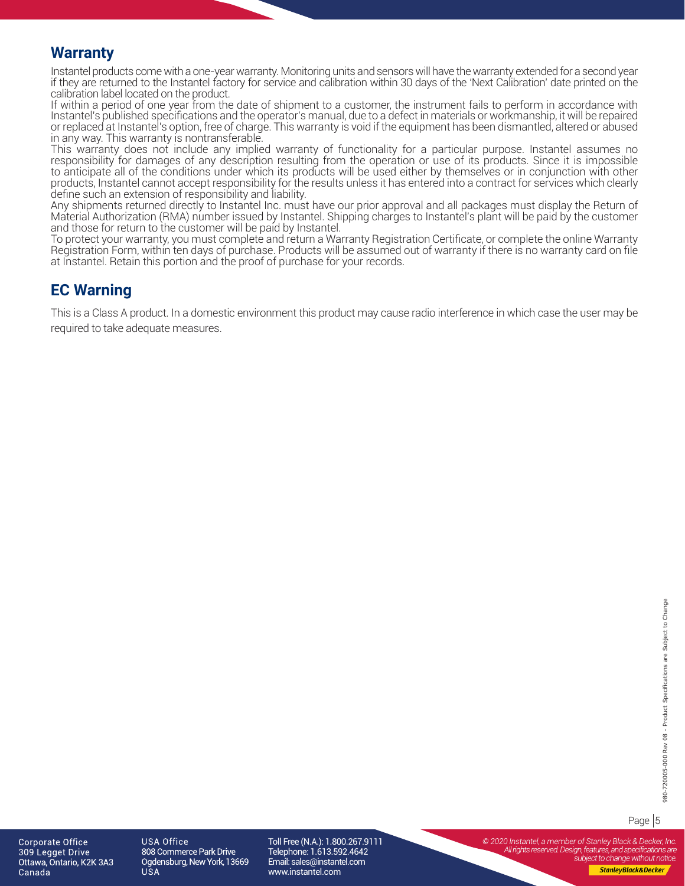## Warranty

Instantel products come with a one-year warranty. Monitoring units and sensors will have the warranty extended for a second year if they are returned to the Instantel factory for service and calibration within 30 days of the 'Next Calibration' date printed on the calibration label located on the product.

If within a period of one year from the date of shipment to a customer, the instrument fails to perform in accordance with Instantel's published specifications and the operator's manual, due to a defect in materials or workmanship, it will be repaired or replaced at Instantel's option, free of charge. This warranty is void if the equipment has been dismantled, altered or abused in any way. This warranty is nontransferable.

This warranty does not include any implied warranty of functionality for a particular purpose. Instantel assumes no responsibility for damages of any description resulting from the operation or use of its products. Since it is impossible to anticipate all of the conditions under which its products will be used either by themselves or in conjunction with other products, Instantel cannot accept responsibility for the results unless it has entered into a contract for services which clearly define such an extension of responsibility and liability.

Any shipments returned directly to Instantel Inc. must have our prior approval and all packages must display the Return of Material Authorization (RMA) number issued by Instantel. Shipping charges to Instantel's plant will be paid by the customer and those for return to the customer will be paid by Instantel.

To protect your warranty, you must complete and return a Warranty Registration Certificate, or complete the online Warranty Registration Form, within ten days of purchase. Products will be assumed out of warranty if there is no warranty card on file at Instantel. Retain this portion and the proof of purchase for your records.

## EC Warning

This is a Class A product. In a domestic environment this product may cause radio interference in which case the user may be required to take adequate measures.